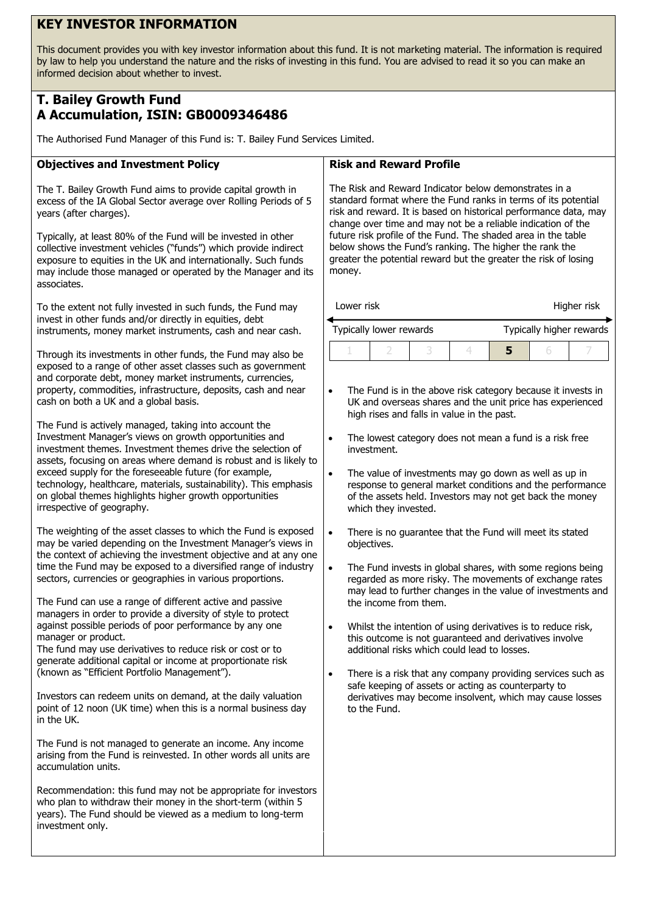# KEY INVESTOR INFORMATION

This document provides you with key investor information about this fund. It is not marketing material. The information is required by law to help you understand the nature and the risks of investing in this fund. You are advised to read it so you can make an informed decision about whether to invest.

## T. Bailey Growth Fund
## A Accumulation, ISIN: GB0009346486

The Authorised Fund Manager of this Fund is: T. Bailey Fund Services Limited.

### Objectives and Investment Policy

The T. Bailey Growth Fund aims to provide capital growth in excess of the IA Global Sector average over Rolling Periods of 5 years (after charges).

Typically, at least 80% of the Fund will be invested in other collective investment vehicles ("funds") which provide indirect exposure to equities in the UK and internationally. Such funds may include those managed or operated by the Manager and its associates.

To the extent not fully invested in such funds, the Fund may invest in other funds and/or directly in equities, debt instruments, money market instruments, cash and near cash.

Through its investments in other funds, the Fund may also be exposed to a range of other asset classes such as government and corporate debt, money market instruments, currencies, property, commodities, infrastructure, deposits, cash and near cash on both a UK and a global basis.

The Fund is actively managed, taking into account the Investment Manager's views on growth opportunities and investment themes. Investment themes drive the selection of assets, focusing on areas where demand is robust and is likely to exceed supply for the foreseeable future (for example, technology, healthcare, materials, sustainability). This emphasis on global themes highlights higher growth opportunities irrespective of geography.

The weighting of the asset classes to which the Fund is exposed may be varied depending on the Investment Manager's views in the context of achieving the investment objective and at any one time the Fund may be exposed to a diversified range of industry sectors, currencies or geographies in various proportions.

The Fund can use a range of different active and passive managers in order to provide a diversity of style to protect against possible periods of poor performance by any one manager or product.
The fund may use derivatives to reduce risk or cost or to generate additional capital or income at proportionate risk (known as "Efficient Portfolio Management").

Investors can redeem units on demand, at the daily valuation point of 12 noon (UK time) when this is a normal business day in the UK.

The Fund is not managed to generate an income. Any income arising from the Fund is reinvested. In other words all units are accumulation units.

Recommendation: this fund may not be appropriate for investors who plan to withdraw their money in the short-term (within 5 years). The Fund should be viewed as a medium to long-term investment only.

### Risk and Reward Profile

The Risk and Reward Indicator below demonstrates in a standard format where the Fund ranks in terms of its potential risk and reward. It is based on historical performance data, may change over time and may not be a reliable indication of the future risk profile of the Fund. The shaded area in the table below shows the Fund's ranking. The higher the rank the greater the potential reward but the greater the risk of losing money.

Lower risk — Higher risk

Typically lower rewards — Typically higher rewards

| 1 | 2 | 3 | 4 | **5** | 6 | 7 |
|---|---|---|---|---|---|---|

- The Fund is in the above risk category because it invests in UK and overseas shares and the unit price has experienced high rises and falls in value in the past.
- The lowest category does not mean a fund is a risk free investment.
- The value of investments may go down as well as up in response to general market conditions and the performance of the assets held. Investors may not get back the money which they invested.
- There is no guarantee that the Fund will meet its stated objectives.
- The Fund invests in global shares, with some regions being regarded as more risky. The movements of exchange rates may lead to further changes in the value of investments and the income from them.
- Whilst the intention of using derivatives is to reduce risk, this outcome is not guaranteed and derivatives involve additional risks which could lead to losses.
- There is a risk that any company providing services such as safe keeping of assets or acting as counterparty to derivatives may become insolvent, which may cause losses to the Fund.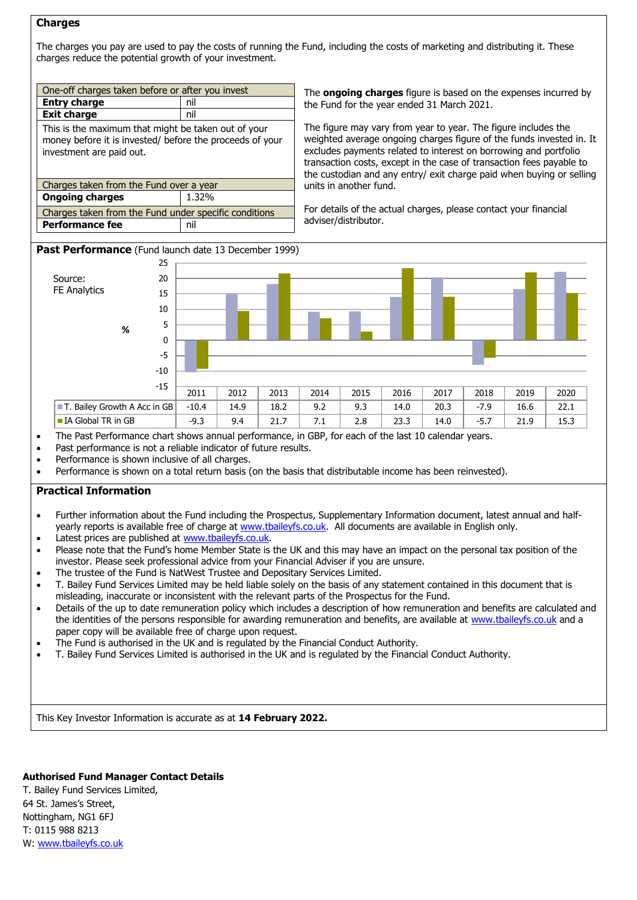## Charges

The charges you pay are used to pay the costs of running the Fund, including the costs of marketing and distributing it. These charges reduce the potential growth of your investment.

| One-off charges taken before or after you invest | |
|---|---|
| **Entry charge** | nil |
| **Exit charge** | nil |
| This is the maximum that might be taken out of your money before it is invested/ before the proceeds of your investment are paid out. | |
| Charges taken from the Fund over a year | |
| **Ongoing charges** | 1.32% |
| Charges taken from the Fund under specific conditions | |
| **Performance fee** | nil |

The **ongoing charges** figure is based on the expenses incurred by the Fund for the year ended 31 March 2021.

The figure may vary from year to year. The figure includes the weighted average ongoing charges figure of the funds invested in. It excludes payments related to interest on borrowing and portfolio transaction costs, except in the case of transaction fees payable to the custodian and any entry/ exit charge paid when buying or selling units in another fund.

For details of the actual charges, please contact your financial adviser/distributor.

## Past Performance (Fund launch date 13 December 1999)

Source: FE Analytics

%

25
20
15
10
5
0
-5
-10
-15

| | 2011 | 2012 | 2013 | 2014 | 2015 | 2016 | 2017 | 2018 | 2019 | 2020 |
|---|---|---|---|---|---|---|---|---|---|---|
| T. Bailey Growth A Acc in GB | -10.4 | 14.9 | 18.2 | 9.2 | 9.3 | 14.0 | 20.3 | -7.9 | 16.6 | 22.1 |
| IA Global TR in GB | -9.3 | 9.4 | 21.7 | 7.1 | 2.8 | 23.3 | 14.0 | -5.7 | 21.9 | 15.3 |

- The Past Performance chart shows annual performance, in GBP, for each of the last 10 calendar years.
- Past performance is not a reliable indicator of future results.
- Performance is shown inclusive of all charges.
- Performance is shown on a total return basis (on the basis that distributable income has been reinvested).

## Practical Information

- Further information about the Fund including the Prospectus, Supplementary Information document, latest annual and half-yearly reports is available free of charge at www.tbaileyfs.co.uk. All documents are available in English only.
- Latest prices are published at www.tbaileyfs.co.uk.
- Please note that the Fund's home Member State is the UK and this may have an impact on the personal tax position of the investor. Please seek professional advice from your Financial Adviser if you are unsure.
- The trustee of the Fund is NatWest Trustee and Depositary Services Limited.
- T. Bailey Fund Services Limited may be held liable solely on the basis of any statement contained in this document that is misleading, inaccurate or inconsistent with the relevant parts of the Prospectus for the Fund.
- Details of the up to date remuneration policy which includes a description of how remuneration and benefits are calculated and the identities of the persons responsible for awarding remuneration and benefits, are available at www.tbaileyfs.co.uk and a paper copy will be available free of charge upon request.
- The Fund is authorised in the UK and is regulated by the Financial Conduct Authority.
- T. Bailey Fund Services Limited is authorised in the UK and is regulated by the Financial Conduct Authority.

This Key Investor Information is accurate as at **14 February 2022.**

**Authorised Fund Manager Contact Details**
T. Bailey Fund Services Limited,
64 St. James's Street,
Nottingham, NG1 6FJ
T: 0115 988 8213
W: www.tbaileyfs.co.uk